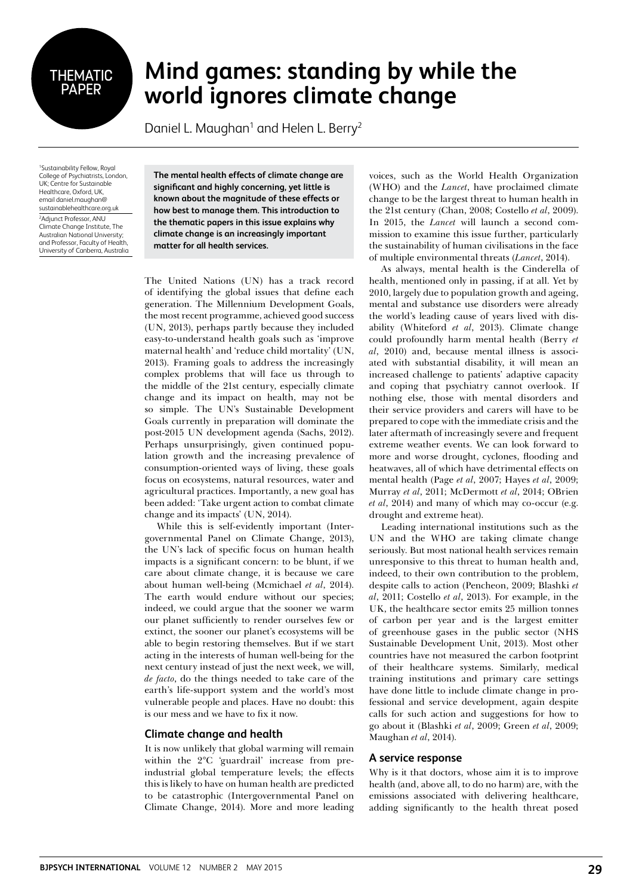THEMATIC PAPER

# Mind games: standing by while the world ignores climate change

Daniel L. Maughan[1] and Helen L. Berry[2]

[1]Sustainability Fellow, Royal College of Psychiatrists, London, UK; Centre for Sustainable Healthcare, Oxford, UK, email daniel.maughan@sustainablehealthcare.org.uk

[2]Adjunct Professor, ANU Climate Change Institute, The Australian National University; and Professor, Faculty of Health, University of Canberra, Australia

**The mental health effects of climate change are significant and highly concerning, yet little is known about the magnitude of these effects or how best to manage them. This introduction to the thematic papers in this issue explains why climate change is an increasingly important matter for all health services.**

The United Nations (UN) has a track record of identifying the global issues that define each generation. The Millennium Development Goals, the most recent programme, achieved good success (UN, 2013), perhaps partly because they included easy-to-understand health goals such as 'improve maternal health' and 'reduce child mortality' (UN, 2013). Framing goals to address the increasingly complex problems that will face us through to the middle of the 21st century, especially climate change and its impact on health, may not be so simple. The UN's Sustainable Development Goals currently in preparation will dominate the post-2015 UN development agenda (Sachs, 2012). Perhaps unsurprisingly, given continued population growth and the increasing prevalence of consumption-oriented ways of living, these goals focus on ecosystems, natural resources, water and agricultural practices. Importantly, a new goal has been added: 'Take urgent action to combat climate change and its impacts' (UN, 2014).

While this is self-evidently important (Intergovernmental Panel on Climate Change, 2013), the UN's lack of specific focus on human health impacts is a significant concern: to be blunt, if we care about climate change, it is because we care about human well-being (Mcmichael *et al*, 2014). The earth would endure without our species; indeed, we could argue that the sooner we warm our planet sufficiently to render ourselves few or extinct, the sooner our planet's ecosystems will be able to begin restoring themselves. But if we start acting in the interests of human well-being for the next century instead of just the next week, we will, *de facto*, do the things needed to take care of the earth's life-support system and the world's most vulnerable people and places. Have no doubt: this is our mess and we have to fix it now.

## Climate change and health

It is now unlikely that global warming will remain within the 2°C 'guardrail' increase from pre-industrial global temperature levels; the effects this is likely to have on human health are predicted to be catastrophic (Intergovernmental Panel on Climate Change, 2014). More and more leading voices, such as the World Health Organization (WHO) and the *Lancet*, have proclaimed climate change to be the largest threat to human health in the 21st century (Chan, 2008; Costello *et al*, 2009). In 2015, the *Lancet* will launch a second commission to examine this issue further, particularly the sustainability of human civilisations in the face of multiple environmental threats (*Lancet*, 2014).

As always, mental health is the Cinderella of health, mentioned only in passing, if at all. Yet by 2010, largely due to population growth and ageing, mental and substance use disorders were already the world's leading cause of years lived with disability (Whiteford *et al*, 2013). Climate change could profoundly harm mental health (Berry *et al*, 2010) and, because mental illness is associated with substantial disability, it will mean an increased challenge to patients' adaptive capacity and coping that psychiatry cannot overlook. If nothing else, those with mental disorders and their service providers and carers will have to be prepared to cope with the immediate crisis and the later aftermath of increasingly severe and frequent extreme weather events. We can look forward to more and worse drought, cyclones, flooding and heatwaves, all of which have detrimental effects on mental health (Page *et al*, 2007; Hayes *et al*, 2009; Murray *et al*, 2011; McDermott *et al*, 2014; OBrien *et al*, 2014) and many of which may co-occur (e.g. drought and extreme heat).

Leading international institutions such as the UN and the WHO are taking climate change seriously. But most national health services remain unresponsive to this threat to human health and, indeed, to their own contribution to the problem, despite calls to action (Pencheon, 2009; Blashki *et al*, 2011; Costello *et al*, 2013). For example, in the UK, the healthcare sector emits 25 million tonnes of carbon per year and is the largest emitter of greenhouse gases in the public sector (NHS Sustainable Development Unit, 2013). Most other countries have not measured the carbon footprint of their healthcare systems. Similarly, medical training institutions and primary care settings have done little to include climate change in professional and service development, again despite calls for such action and suggestions for how to go about it (Blashki *et al*, 2009; Green *et al*, 2009; Maughan *et al*, 2014).

## A service response

Why is it that doctors, whose aim it is to improve health (and, above all, to do no harm) are, with the emissions associated with delivering healthcare, adding significantly to the health threat posed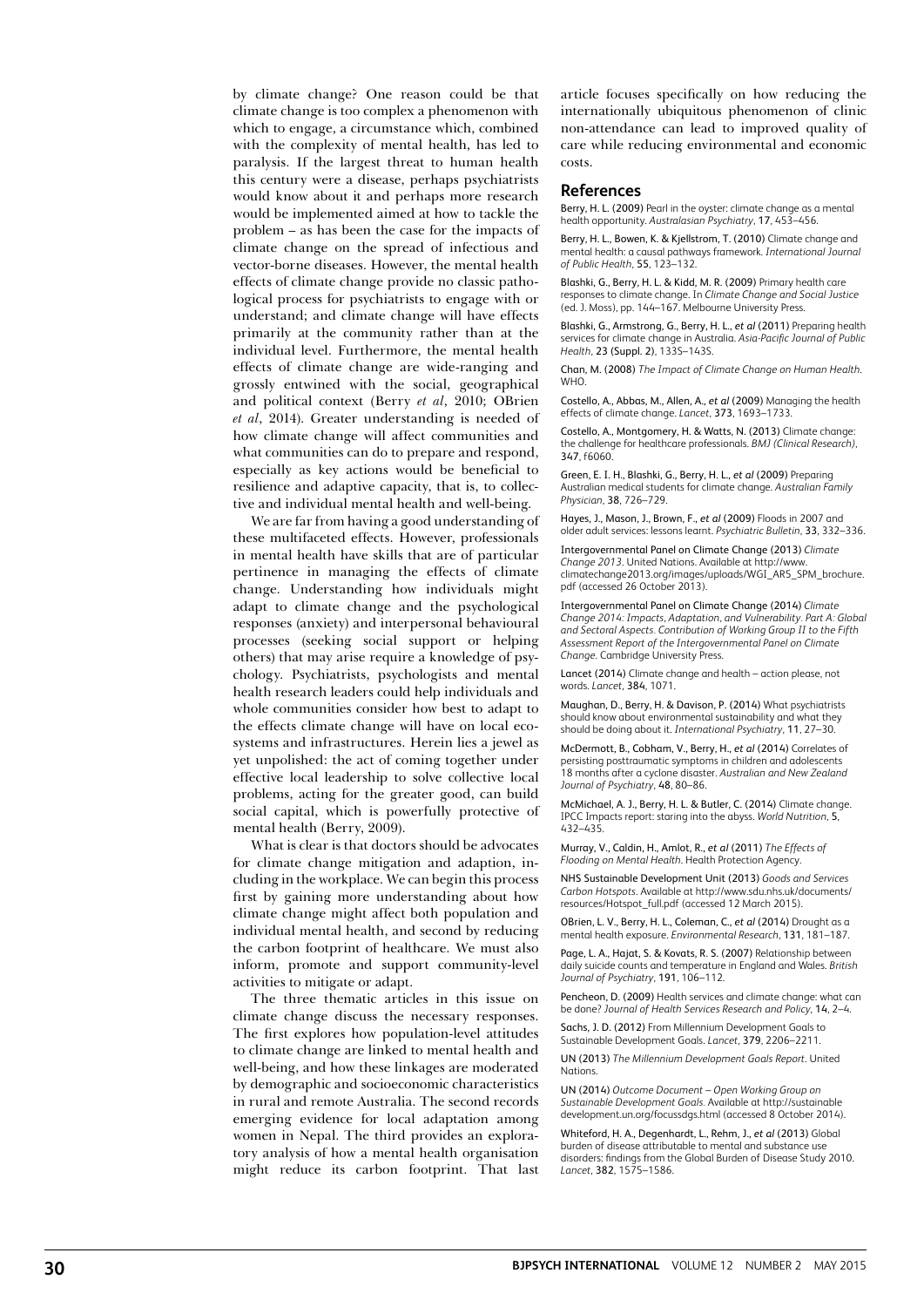by climate change? One reason could be that climate change is too complex a phenomenon with which to engage, a circumstance which, combined with the complexity of mental health, has led to paralysis. If the largest threat to human health this century were a disease, perhaps psychiatrists would know about it and perhaps more research would be implemented aimed at how to tackle the problem – as has been the case for the impacts of climate change on the spread of infectious and vector-borne diseases. However, the mental health effects of climate change provide no classic pathological process for psychiatrists to engage with or understand; and climate change will have effects primarily at the community rather than at the individual level. Furthermore, the mental health effects of climate change are wide-ranging and grossly entwined with the social, geographical and political context (Berry *et al*, 2010; OBrien *et al*, 2014). Greater understanding is needed of how climate change will affect communities and what communities can do to prepare and respond, especially as key actions would be beneficial to resilience and adaptive capacity, that is, to collective and individual mental health and well-being.

We are far from having a good understanding of these multifaceted effects. However, professionals in mental health have skills that are of particular pertinence in managing the effects of climate change. Understanding how individuals might adapt to climate change and the psychological responses (anxiety) and interpersonal behavioural processes (seeking social support or helping others) that may arise require a knowledge of psychology. Psychiatrists, psychologists and mental health research leaders could help individuals and whole communities consider how best to adapt to the effects climate change will have on local ecosystems and infrastructures. Herein lies a jewel as yet unpolished: the act of coming together under effective local leadership to solve collective local problems, acting for the greater good, can build social capital, which is powerfully protective of mental health (Berry, 2009).

What is clear is that doctors should be advocates for climate change mitigation and adaption, including in the workplace. We can begin this process first by gaining more understanding about how climate change might affect both population and individual mental health, and second by reducing the carbon footprint of healthcare. We must also inform, promote and support community-level activities to mitigate or adapt.

The three thematic articles in this issue on climate change discuss the necessary responses. The first explores how population-level attitudes to climate change are linked to mental health and well-being, and how these linkages are moderated by demographic and socioeconomic characteristics in rural and remote Australia. The second records emerging evidence for local adaptation among women in Nepal. The third provides an exploratory analysis of how a mental health organisation might reduce its carbon footprint. That last article focuses specifically on how reducing the internationally ubiquitous phenomenon of clinic non-attendance can lead to improved quality of care while reducing environmental and economic costs.

## References

Berry, H. L. (2009) Pearl in the oyster: climate change as a mental health opportunity. *Australasian Psychiatry*, **17**, 453–456.

Berry, H. L., Bowen, K. & Kjellstrom, T. (2010) Climate change and mental health: a causal pathways framework. *International Journal of Public Health*, **55**, 123–132.

Blashki, G., Berry, H. L. & Kidd, M. R. (2009) Primary health care responses to climate change. In *Climate Change and Social Justice* (ed. J. Moss), pp. 144–167. Melbourne University Press.

Blashki, G., Armstrong, G., Berry, H. L., *et al* (2011) Preparing health services for climate change in Australia. *Asia-Pacific Journal of Public Health*, **23 (Suppl. 2)**, 133S–143S.

Chan, M. (2008) *The Impact of Climate Change on Human Health*. WHO.

Costello, A., Abbas, M., Allen, A., *et al* (2009) Managing the health effects of climate change. *Lancet*, **373**, 1693–1733.

Costello, A., Montgomery, H. & Watts, N. (2013) Climate change: the challenge for healthcare professionals. *BMJ (Clinical Research)*, **347**, f6060.

Green, E. I. H., Blashki, G., Berry, H. L., *et al* (2009) Preparing Australian medical students for climate change. *Australian Family Physician*, **38**, 726–729.

Hayes, J., Mason, J., Brown, F., *et al* (2009) Floods in 2007 and older adult services: lessons learnt. *Psychiatric Bulletin*, **33**, 332–336.

Intergovernmental Panel on Climate Change (2013) *Climate Change 2013*. United Nations. Available at http://www.climatechange2013.org/images/uploads/WGI_AR5_SPM_brochure.pdf (accessed 26 October 2013).

Intergovernmental Panel on Climate Change (2014) *Climate Change 2014: Impacts, Adaptation, and Vulnerability. Part A: Global and Sectoral Aspects. Contribution of Working Group II to the Fifth Assessment Report of the Intergovernmental Panel on Climate Change*. Cambridge University Press.

Lancet (2014) Climate change and health – action please, not words. *Lancet*, **384**, 1071.

Maughan, D., Berry, H. & Davison, P. (2014) What psychiatrists should know about environmental sustainability and what they should be doing about it. *International Psychiatry*, **11**, 27–30.

McDermott, B., Cobham, V., Berry, H., *et al* (2014) Correlates of persisting posttraumatic symptoms in children and adolescents 18 months after a cyclone disaster. *Australian and New Zealand Journal of Psychiatry*, **48**, 80–86.

McMichael, A. J., Berry, H. L. & Butler, C. (2014) Climate change. IPCC Impacts report: staring into the abyss. *World Nutrition*, **5**, 432–435.

Murray, V., Caldin, H., Amlot, R., *et al* (2011) *The Effects of Flooding on Mental Health*. Health Protection Agency.

NHS Sustainable Development Unit (2013) *Goods and Services Carbon Hotspots*. Available at http://www.sdu.nhs.uk/documents/resources/Hotspot_full.pdf (accessed 12 March 2015).

OBrien, L. V., Berry, H. L., Coleman, C., *et al* (2014) Drought as a mental health exposure. *Environmental Research*, **131**, 181–187.

Page, L. A., Hajat, S. & Kovats, R. S. (2007) Relationship between daily suicide counts and temperature in England and Wales. *British Journal of Psychiatry*, **191**, 106–112.

Pencheon, D. (2009) Health services and climate change: what can be done? *Journal of Health Services Research and Policy*, **14**, 2–4.

Sachs, J. D. (2012) From Millennium Development Goals to Sustainable Development Goals. *Lancet*, **379**, 2206–2211.

UN (2013) *The Millennium Development Goals Report*. United Nations.

UN (2014) *Outcome Document – Open Working Group on Sustainable Development Goals*. Available at http://sustainabledevelopment.un.org/focussdgs.html (accessed 8 October 2014).

Whiteford, H. A., Degenhardt, L., Rehm, J., *et al* (2013) Global burden of disease attributable to mental and substance use disorders: findings from the Global Burden of Disease Study 2010. *Lancet*, **382**, 1575–1586.